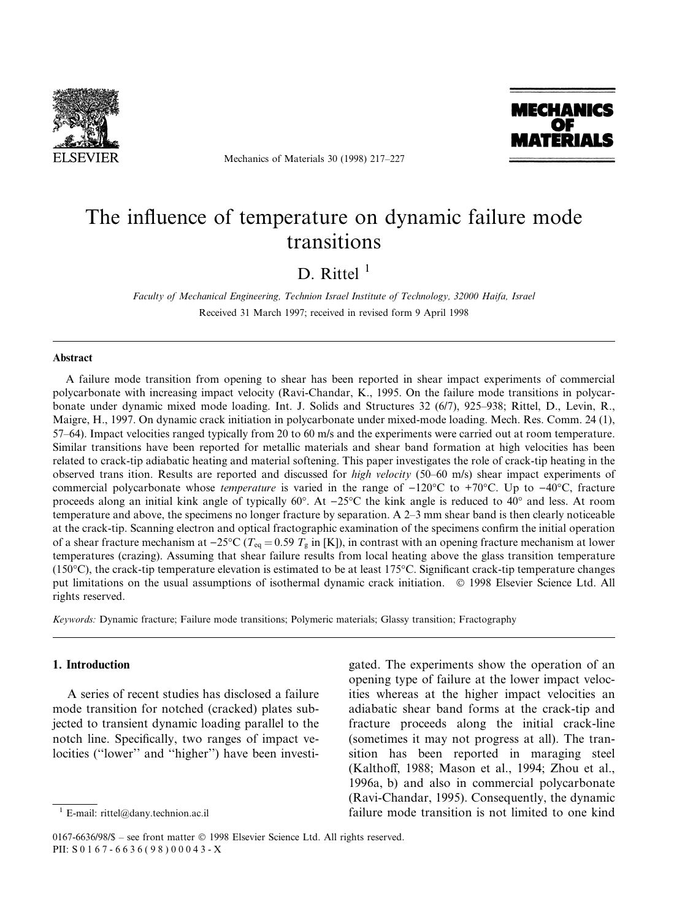# The influence of temperature on dynamic failure mode transitions

D. Rittel [1]

*Faculty of Mechanical Engineering, Technion Israel Institute of Technology, 32000 Haifa, Israel*

Received 31 March 1997; received in revised form 9 April 1998

## Abstract

A failure mode transition from opening to shear has been reported in shear impact experiments of commercial polycarbonate with increasing impact velocity (Ravi-Chandar, K., 1995. On the failure mode transitions in polycarbonate under dynamic mixed mode loading. Int. J. Solids and Structures 32 (6/7), 925–938; Rittel, D., Levin, R., Maigre, H., 1997. On dynamic crack initiation in polycarbonate under mixed-mode loading. Mech. Res. Comm. 24 (1), 57–64). Impact velocities ranged typically from 20 to 60 m/s and the experiments were carried out at room temperature. Similar transitions have been reported for metallic materials and shear band formation at high velocities has been related to crack-tip adiabatic heating and material softening. This paper investigates the role of crack-tip heating in the observed trans ition. Results are reported and discussed for *high velocity* (50–60 m/s) shear impact experiments of commercial polycarbonate whose *temperature* is varied in the range of −120°C to +70°C. Up to −40°C, fracture proceeds along an initial kink angle of typically 60°. At −25°C the kink angle is reduced to 40° and less. At room temperature and above, the specimens no longer fracture by separation. A 2–3 mm shear band is then clearly noticeable at the crack-tip. Scanning electron and optical fractographic examination of the specimens confirm the initial operation of a shear fracture mechanism at −25°C ($T_{eq} = 0.59\ T_g$ in [K]), in contrast with an opening fracture mechanism at lower temperatures (crazing). Assuming that shear failure results from local heating above the glass transition temperature (150°C), the crack-tip temperature elevation is estimated to be at least 175°C. Significant crack-tip temperature changes put limitations on the usual assumptions of isothermal dynamic crack initiation. © 1998 Elsevier Science Ltd. All rights reserved.

*Keywords:* Dynamic fracture; Failure mode transitions; Polymeric materials; Glassy transition; Fractography

## 1. Introduction

A series of recent studies has disclosed a failure mode transition for notched (cracked) plates subjected to transient dynamic loading parallel to the notch line. Specifically, two ranges of impact velocities ("lower" and "higher") have been investigated. The experiments show the operation of an opening type of failure at the lower impact velocities whereas at the higher impact velocities an adiabatic shear band forms at the crack-tip and fracture proceeds along the initial crack-line (sometimes it may not progress at all). The transition has been reported in maraging steel (Kalthoff, 1988; Mason et al., 1994; Zhou et al., 1996a, b) and also in commercial polycarbonate (Ravi-Chandar, 1995). Consequently, the dynamic failure mode transition is not limited to one kind

[1] E-mail: rittel@dany.technion.ac.il

0167-6636/98/$ – see front matter © 1998 Elsevier Science Ltd. All rights reserved.
PII: S 0 1 6 7 - 6 6 3 6 ( 9 8 ) 0 0 0 4 3 - X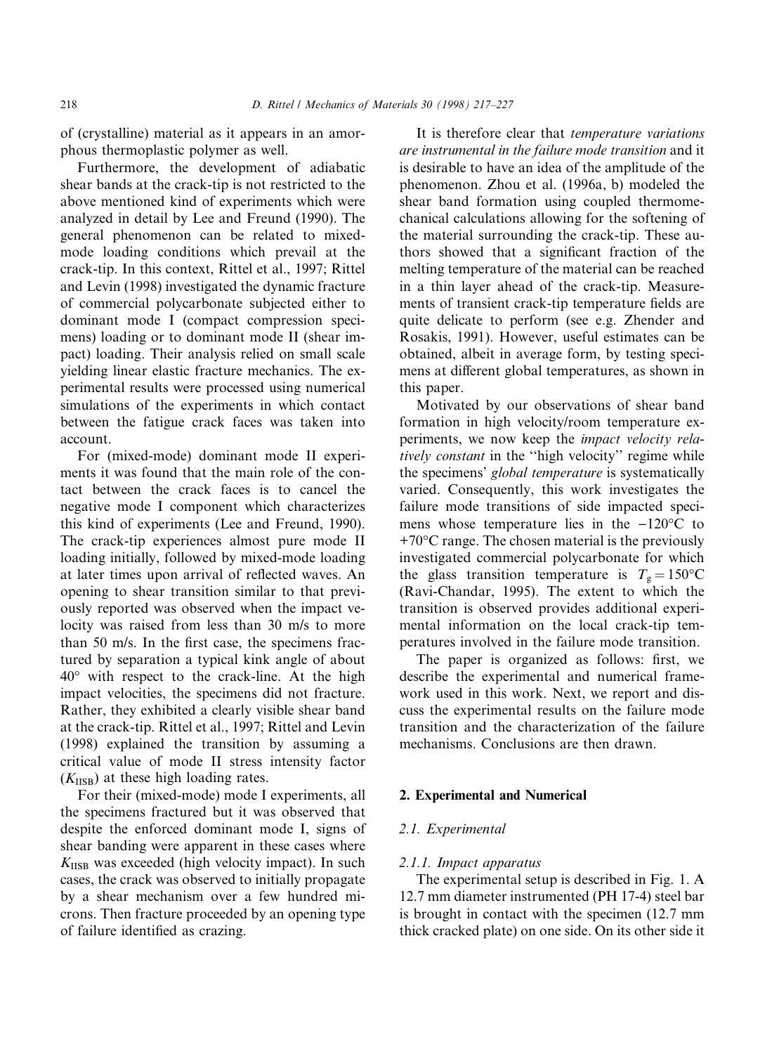of (crystalline) material as it appears in an amorphous thermoplastic polymer as well.

Furthermore, the development of adiabatic shear bands at the crack-tip is not restricted to the above mentioned kind of experiments which were analyzed in detail by Lee and Freund (1990). The general phenomenon can be related to mixed-mode loading conditions which prevail at the crack-tip. In this context, Rittel et al., 1997; Rittel and Levin (1998) investigated the dynamic fracture of commercial polycarbonate subjected either to dominant mode I (compact compression specimens) loading or to dominant mode II (shear impact) loading. Their analysis relied on small scale yielding linear elastic fracture mechanics. The experimental results were processed using numerical simulations of the experiments in which contact between the fatigue crack faces was taken into account.

For (mixed-mode) dominant mode II experiments it was found that the main role of the contact between the crack faces is to cancel the negative mode I component which characterizes this kind of experiments (Lee and Freund, 1990). The crack-tip experiences almost pure mode II loading initially, followed by mixed-mode loading at later times upon arrival of reflected waves. An opening to shear transition similar to that previously reported was observed when the impact velocity was raised from less than 30 m/s to more than 50 m/s. In the first case, the specimens fractured by separation a typical kink angle of about 40° with respect to the crack-line. At the high impact velocities, the specimens did not fracture. Rather, they exhibited a clearly visible shear band at the crack-tip. Rittel et al., 1997; Rittel and Levin (1998) explained the transition by assuming a critical value of mode II stress intensity factor ($K_{IISB}$) at these high loading rates.

For their (mixed-mode) mode I experiments, all the specimens fractured but it was observed that despite the enforced dominant mode I, signs of shear banding were apparent in these cases where $K_{IISB}$ was exceeded (high velocity impact). In such cases, the crack was observed to initially propagate by a shear mechanism over a few hundred microns. Then fracture proceeded by an opening type of failure identified as crazing.

It is therefore clear that *temperature variations are instrumental in the failure mode transition* and it is desirable to have an idea of the amplitude of the phenomenon. Zhou et al. (1996a, b) modeled the shear band formation using coupled thermomechanical calculations allowing for the softening of the material surrounding the crack-tip. These authors showed that a significant fraction of the melting temperature of the material can be reached in a thin layer ahead of the crack-tip. Measurements of transient crack-tip temperature fields are quite delicate to perform (see e.g. Zhender and Rosakis, 1991). However, useful estimates can be obtained, albeit in average form, by testing specimens at different global temperatures, as shown in this paper.

Motivated by our observations of shear band formation in high velocity/room temperature experiments, we now keep the *impact velocity relatively constant* in the "high velocity" regime while the specimens' *global temperature* is systematically varied. Consequently, this work investigates the failure mode transitions of side impacted specimens whose temperature lies in the −120°C to +70°C range. The chosen material is the previously investigated commercial polycarbonate for which the glass transition temperature is $T_g = 150°C$ (Ravi-Chandar, 1995). The extent to which the transition is observed provides additional experimental information on the local crack-tip temperatures involved in the failure mode transition.

The paper is organized as follows: first, we describe the experimental and numerical framework used in this work. Next, we report and discuss the experimental results on the failure mode transition and the characterization of the failure mechanisms. Conclusions are then drawn.

## 2. Experimental and Numerical

### 2.1. Experimental

#### 2.1.1. Impact apparatus

The experimental setup is described in Fig. 1. A 12.7 mm diameter instrumented (PH 17-4) steel bar is brought in contact with the specimen (12.7 mm thick cracked plate) on one side. On its other side it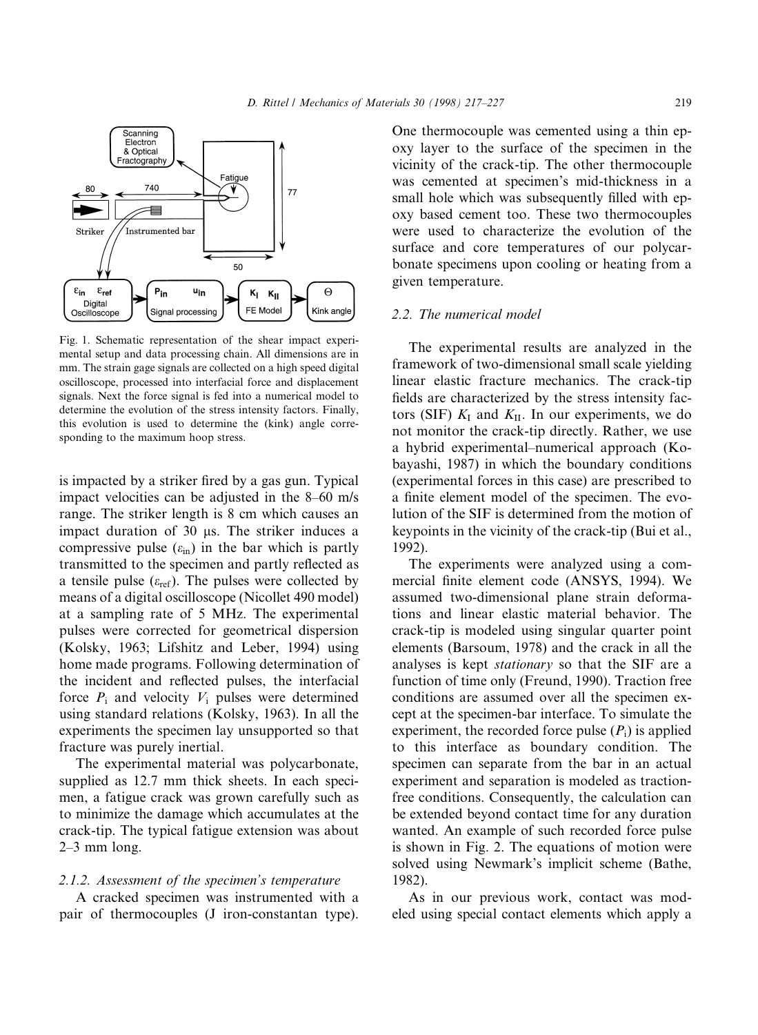Fig. 1. Schematic representation of the shear impact experimental setup and data processing chain. All dimensions are in mm. The strain gage signals are collected on a high speed digital oscilloscope, processed into interfacial force and displacement signals. Next the force signal is fed into a numerical model to determine the evolution of the stress intensity factors. Finally, this evolution is used to determine the (kink) angle corresponding to the maximum hoop stress.

is impacted by a striker fired by a gas gun. Typical impact velocities can be adjusted in the 8–60 m/s range. The striker length is 8 cm which causes an impact duration of 30 μs. The striker induces a compressive pulse ($\varepsilon_{in}$) in the bar which is partly transmitted to the specimen and partly reflected as a tensile pulse ($\varepsilon_{ref}$). The pulses were collected by means of a digital oscilloscope (Nicollet 490 model) at a sampling rate of 5 MHz. The experimental pulses were corrected for geometrical dispersion (Kolsky, 1963; Lifshitz and Leber, 1994) using home made programs. Following determination of the incident and reflected pulses, the interfacial force $P_i$ and velocity $V_i$ pulses were determined using standard relations (Kolsky, 1963). In all the experiments the specimen lay unsupported so that fracture was purely inertial.

The experimental material was polycarbonate, supplied as 12.7 mm thick sheets. In each specimen, a fatigue crack was grown carefully such as to minimize the damage which accumulates at the crack-tip. The typical fatigue extension was about 2–3 mm long.

### 2.1.2. Assessment of the specimen's temperature

A cracked specimen was instrumented with a pair of thermocouples (J iron-constantan type). One thermocouple was cemented using a thin epoxy layer to the surface of the specimen in the vicinity of the crack-tip. The other thermocouple was cemented at specimen's mid-thickness in a small hole which was subsequently filled with epoxy based cement too. These two thermocouples were used to characterize the evolution of the surface and core temperatures of our polycarbonate specimens upon cooling or heating from a given temperature.

## 2.2. The numerical model

The experimental results are analyzed in the framework of two-dimensional small scale yielding linear elastic fracture mechanics. The crack-tip fields are characterized by the stress intensity factors (SIF) $K_I$ and $K_{II}$. In our experiments, we do not monitor the crack-tip directly. Rather, we use a hybrid experimental–numerical approach (Kobayashi, 1987) in which the boundary conditions (experimental forces in this case) are prescribed to a finite element model of the specimen. The evolution of the SIF is determined from the motion of keypoints in the vicinity of the crack-tip (Bui et al., 1992).

The experiments were analyzed using a commercial finite element code (ANSYS, 1994). We assumed two-dimensional plane strain deformations and linear elastic material behavior. The crack-tip is modeled using singular quarter point elements (Barsoum, 1978) and the crack in all the analyses is kept *stationary* so that the SIF are a function of time only (Freund, 1990). Traction free conditions are assumed over all the specimen except at the specimen-bar interface. To simulate the experiment, the recorded force pulse ($P_i$) is applied to this interface as boundary condition. The specimen can separate from the bar in an actual experiment and separation is modeled as traction-free conditions. Consequently, the calculation can be extended beyond contact time for any duration wanted. An example of such recorded force pulse is shown in Fig. 2. The equations of motion were solved using Newmark's implicit scheme (Bathe, 1982).

As in our previous work, contact was modeled using special contact elements which apply a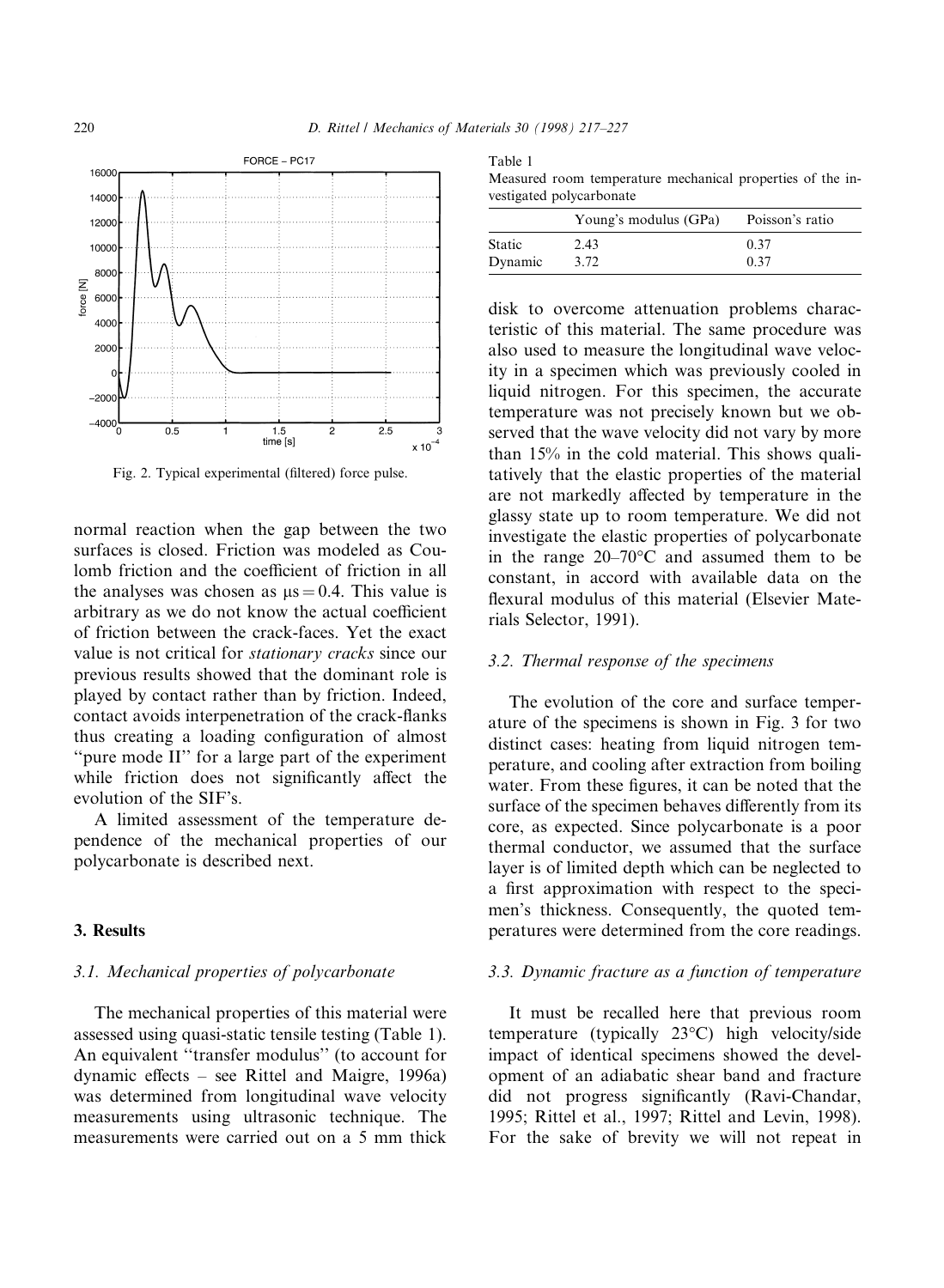Fig. 2. Typical experimental (filtered) force pulse.

normal reaction when the gap between the two surfaces is closed. Friction was modeled as Coulomb friction and the coefficient of friction in all the analyses was chosen as $\mu s = 0.4$. This value is arbitrary as we do not know the actual coefficient of friction between the crack-faces. Yet the exact value is not critical for *stationary cracks* since our previous results showed that the dominant role is played by contact rather than by friction. Indeed, contact avoids interpenetration of the crack-flanks thus creating a loading configuration of almost "pure mode II" for a large part of the experiment while friction does not significantly affect the evolution of the SIF's.

A limited assessment of the temperature dependence of the mechanical properties of our polycarbonate is described next.

## 3. Results

### 3.1. Mechanical properties of polycarbonate

The mechanical properties of this material were assessed using quasi-static tensile testing (Table 1). An equivalent "transfer modulus" (to account for dynamic effects – see Rittel and Maigre, 1996a) was determined from longitudinal wave velocity measurements using ultrasonic technique. The measurements were carried out on a 5 mm thick disk to overcome attenuation problems characteristic of this material. The same procedure was also used to measure the longitudinal wave velocity in a specimen which was previously cooled in liquid nitrogen. For this specimen, the accurate temperature was not precisely known but we observed that the wave velocity did not vary by more than 15% in the cold material. This shows qualitatively that the elastic properties of the material are not markedly affected by temperature in the glassy state up to room temperature. We did not investigate the elastic properties of polycarbonate in the range 20–70°C and assumed them to be constant, in accord with available data on the flexural modulus of this material (Elsevier Materials Selector, 1991).

Table 1
Measured room temperature mechanical properties of the investigated polycarbonate

| | Young's modulus (GPa) | Poisson's ratio |
|---|---|---|
| Static | 2.43 | 0.37 |
| Dynamic | 3.72 | 0.37 |

### 3.2. Thermal response of the specimens

The evolution of the core and surface temperature of the specimens is shown in Fig. 3 for two distinct cases: heating from liquid nitrogen temperature, and cooling after extraction from boiling water. From these figures, it can be noted that the surface of the specimen behaves differently from its core, as expected. Since polycarbonate is a poor thermal conductor, we assumed that the surface layer is of limited depth which can be neglected to a first approximation with respect to the specimen's thickness. Consequently, the quoted temperatures were determined from the core readings.

### 3.3. Dynamic fracture as a function of temperature

It must be recalled here that previous room temperature (typically 23°C) high velocity/side impact of identical specimens showed the development of an adiabatic shear band and fracture did not progress significantly (Ravi-Chandar, 1995; Rittel et al., 1997; Rittel and Levin, 1998). For the sake of brevity we will not repeat in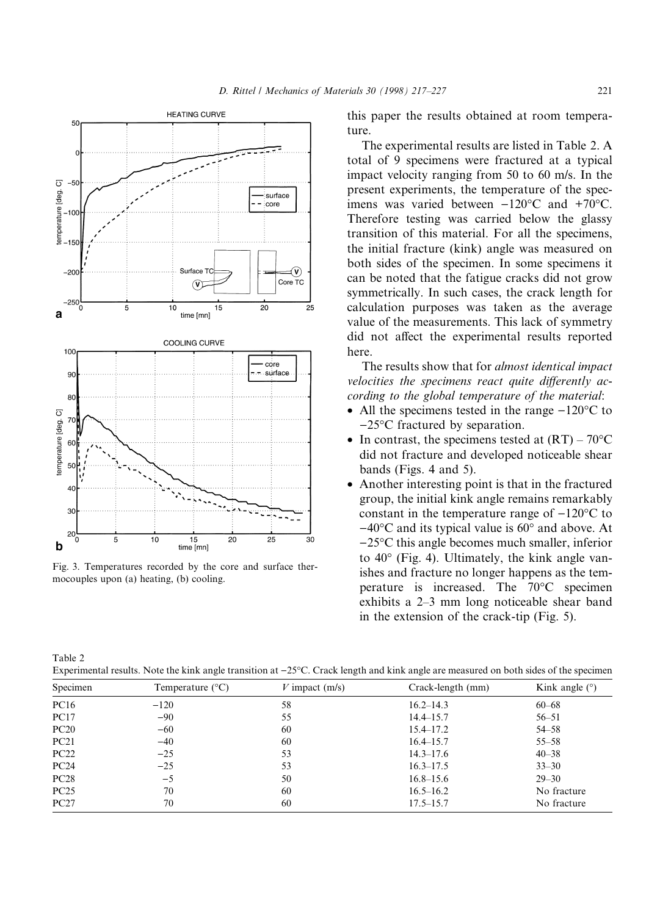Fig. 3. Temperatures recorded by the core and surface thermocouples upon (a) heating, (b) cooling.

this paper the results obtained at room temperature.

The experimental results are listed in Table 2. A total of 9 specimens were fractured at a typical impact velocity ranging from 50 to 60 m/s. In the present experiments, the temperature of the specimens was varied between −120°C and +70°C. Therefore testing was carried below the glassy transition of this material. For all the specimens, the initial fracture (kink) angle was measured on both sides of the specimen. In some specimens it can be noted that the fatigue cracks did not grow symmetrically. In such cases, the crack length for calculation purposes was taken as the average value of the measurements. This lack of symmetry did not affect the experimental results reported here.

The results show that for *almost identical impact velocities the specimens react quite differently according to the global temperature of the material*:

- All the specimens tested in the range −120°C to −25°C fractured by separation.
- In contrast, the specimens tested at (RT) – 70°C did not fracture and developed noticeable shear bands (Figs. 4 and 5).
- Another interesting point is that in the fractured group, the initial kink angle remains remarkably constant in the temperature range of −120°C to −40°C and its typical value is 60° and above. At −25°C this angle becomes much smaller, inferior to 40° (Fig. 4). Ultimately, the kink angle vanishes and fracture no longer happens as the temperature is increased. The 70°C specimen exhibits a 2–3 mm long noticeable shear band in the extension of the crack-tip (Fig. 5).

Table 2
Experimental results. Note the kink angle transition at −25°C. Crack length and kink angle are measured on both sides of the specimen

| Specimen | Temperature (°C) | $V$ impact (m/s) | Crack-length (mm) | Kink angle (°) |
|---|---|---|---|---|
| PC16 | −120 | 58 | 16.2–14.3 | 60–68 |
| PC17 | −90 | 55 | 14.4–15.7 | 56–51 |
| PC20 | −60 | 60 | 15.4–17.2 | 54–58 |
| PC21 | −40 | 60 | 16.4–15.7 | 55–58 |
| PC22 | −25 | 53 | 14.3–17.6 | 40–38 |
| PC24 | −25 | 53 | 16.3–17.5 | 33–30 |
| PC28 | −5 | 50 | 16.8–15.6 | 29–30 |
| PC25 | 70 | 60 | 16.5–16.2 | No fracture |
| PC27 | 70 | 60 | 17.5–15.7 | No fracture |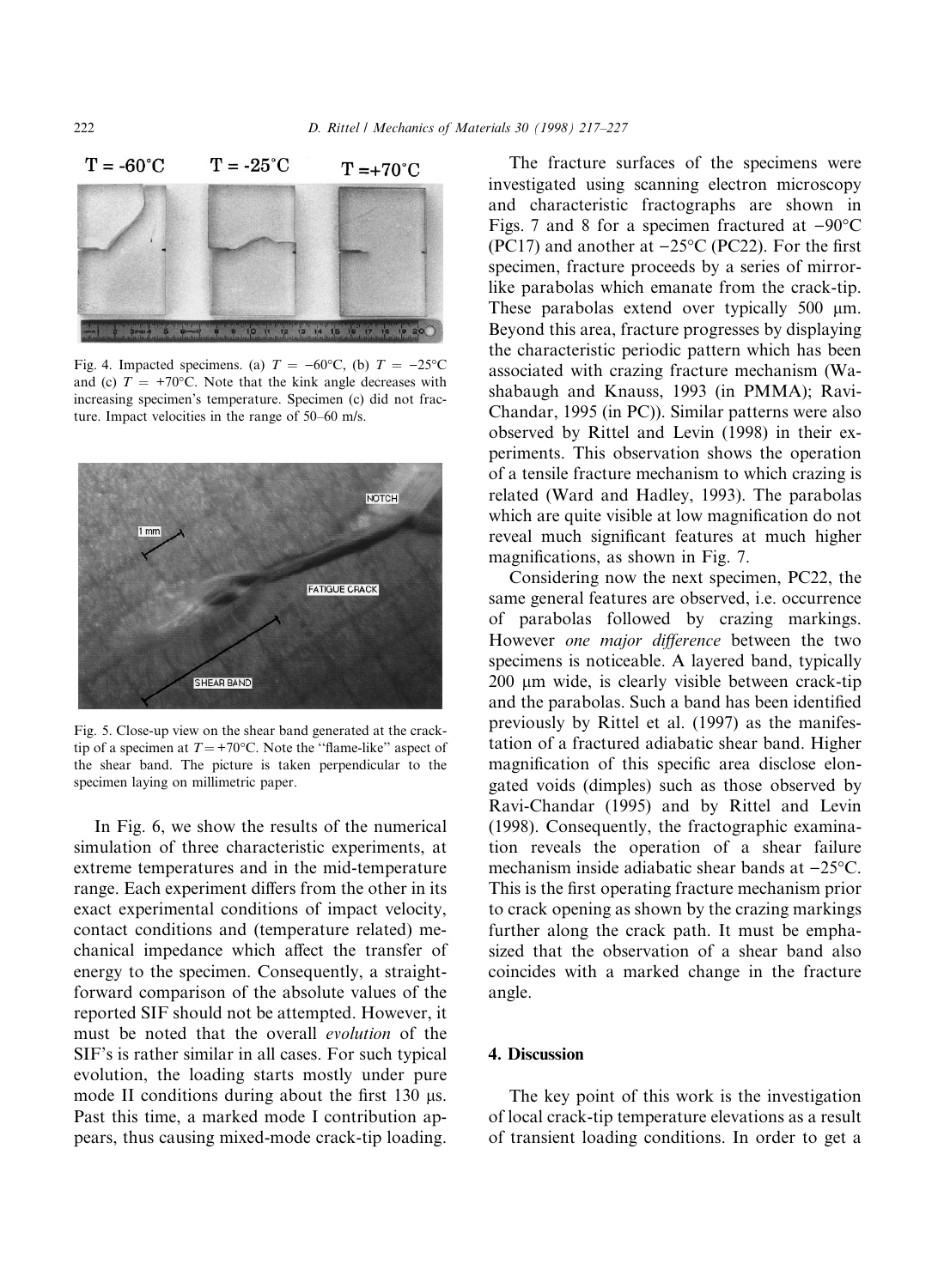Fig. 4. Impacted specimens. (a) $T = -60°C$, (b) $T = -25°C$ and (c) $T = +70°C$. Note that the kink angle decreases with increasing specimen's temperature. Specimen (c) did not fracture. Impact velocities in the range of 50–60 m/s.

Fig. 5. Close-up view on the shear band generated at the crack-tip of a specimen at $T = +70°C$. Note the "flame-like" aspect of the shear band. The picture is taken perpendicular to the specimen laying on millimetric paper.

In Fig. 6, we show the results of the numerical simulation of three characteristic experiments, at extreme temperatures and in the mid-temperature range. Each experiment differs from the other in its exact experimental conditions of impact velocity, contact conditions and (temperature related) mechanical impedance which affect the transfer of energy to the specimen. Consequently, a straightforward comparison of the absolute values of the reported SIF should not be attempted. However, it must be noted that the overall *evolution* of the SIF's is rather similar in all cases. For such typical evolution, the loading starts mostly under pure mode II conditions during about the first 130 μs. Past this time, a marked mode I contribution appears, thus causing mixed-mode crack-tip loading.

The fracture surfaces of the specimens were investigated using scanning electron microscopy and characteristic fractographs are shown in Figs. 7 and 8 for a specimen fractured at −90°C (PC17) and another at −25°C (PC22). For the first specimen, fracture proceeds by a series of mirror-like parabolas which emanate from the crack-tip. These parabolas extend over typically 500 μm. Beyond this area, fracture progresses by displaying the characteristic periodic pattern which has been associated with crazing fracture mechanism (Washabaugh and Knauss, 1993 (in PMMA); Ravi-Chandar, 1995 (in PC)). Similar patterns were also observed by Rittel and Levin (1998) in their experiments. This observation shows the operation of a tensile fracture mechanism to which crazing is related (Ward and Hadley, 1993). The parabolas which are quite visible at low magnification do not reveal much significant features at much higher magnifications, as shown in Fig. 7.

Considering now the next specimen, PC22, the same general features are observed, i.e. occurrence of parabolas followed by crazing markings. However *one major difference* between the two specimens is noticeable. A layered band, typically 200 μm wide, is clearly visible between crack-tip and the parabolas. Such a band has been identified previously by Rittel et al. (1997) as the manifestation of a fractured adiabatic shear band. Higher magnification of this specific area disclose elongated voids (dimples) such as those observed by Ravi-Chandar (1995) and by Rittel and Levin (1998). Consequently, the fractographic examination reveals the operation of a shear failure mechanism inside adiabatic shear bands at −25°C. This is the first operating fracture mechanism prior to crack opening as shown by the crazing markings further along the crack path. It must be emphasized that the observation of a shear band also coincides with a marked change in the fracture angle.

## 4. Discussion

The key point of this work is the investigation of local crack-tip temperature elevations as a result of transient loading conditions. In order to get a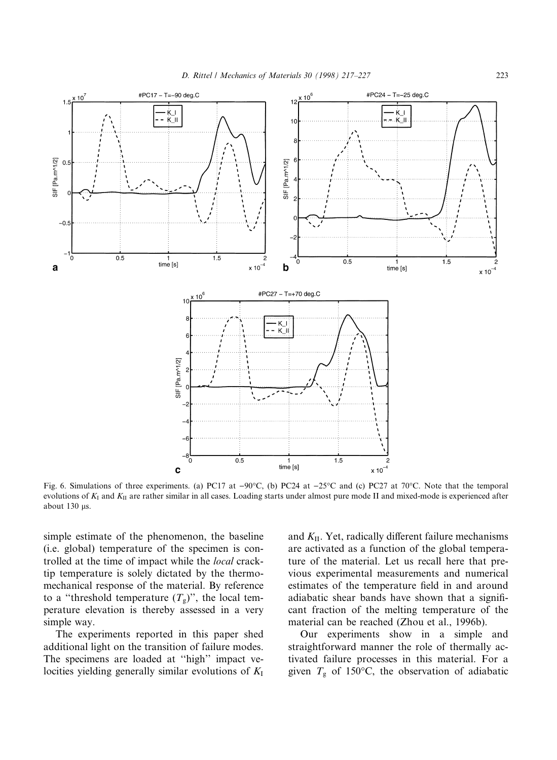Fig. 6. Simulations of three experiments. (a) PC17 at −90°C, (b) PC24 at −25°C and (c) PC27 at 70°C. Note that the temporal evolutions of $K_I$ and $K_{II}$ are rather similar in all cases. Loading starts under almost pure mode II and mixed-mode is experienced after about 130 μs.

simple estimate of the phenomenon, the baseline (i.e. global) temperature of the specimen is controlled at the time of impact while the *local* crack-tip temperature is solely dictated by the thermomechanical response of the material. By reference to a "threshold temperature ($T_g$)", the local temperature elevation is thereby assessed in a very simple way.

The experiments reported in this paper shed additional light on the transition of failure modes. The specimens are loaded at "high" impact velocities yielding generally similar evolutions of $K_I$ and $K_{II}$. Yet, radically different failure mechanisms are activated as a function of the global temperature of the material. Let us recall here that previous experimental measurements and numerical estimates of the temperature field in and around adiabatic shear bands have shown that a significant fraction of the melting temperature of the material can be reached (Zhou et al., 1996b).

Our experiments show in a simple and straightforward manner the role of thermally activated failure processes in this material. For a given $T_g$ of 150°C, the observation of adiabatic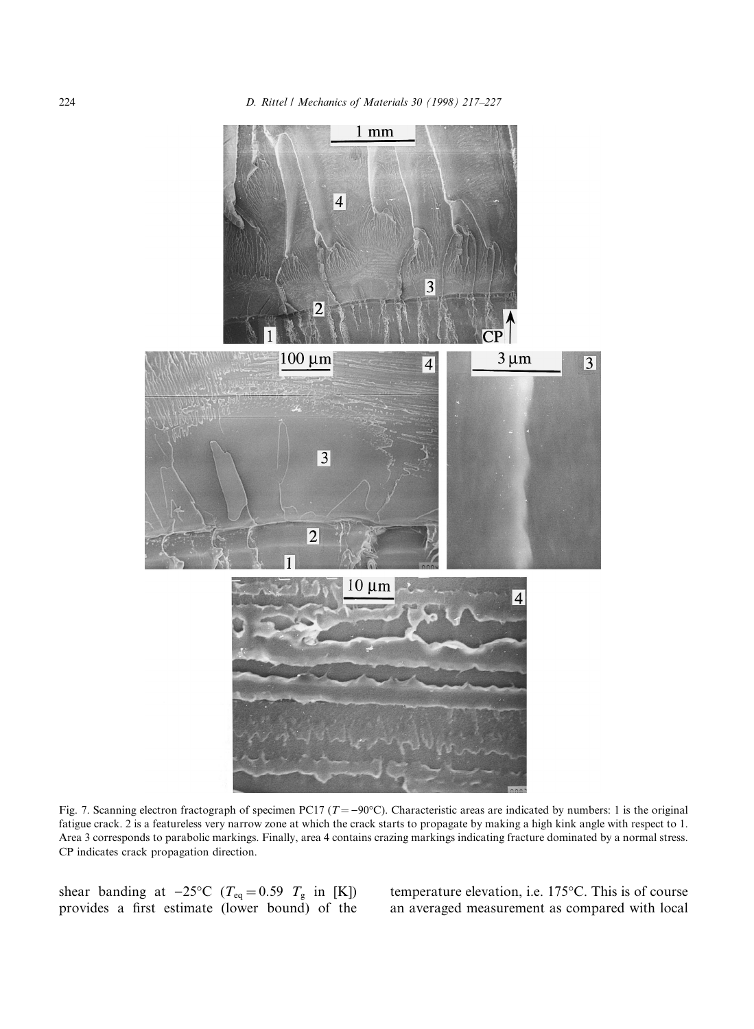Fig. 7. Scanning electron fractograph of specimen PC17 ($T = -90°C$). Characteristic areas are indicated by numbers: 1 is the original fatigue crack. 2 is a featureless very narrow zone at which the crack starts to propagate by making a high kink angle with respect to 1. Area 3 corresponds to parabolic markings. Finally, area 4 contains crazing markings indicating fracture dominated by a normal stress. CP indicates crack propagation direction.

shear banding at $-25°C$ ($T_{eq} = 0.59\ T_g$ in [K]) provides a first estimate (lower bound) of the temperature elevation, i.e. 175°C. This is of course an averaged measurement as compared with local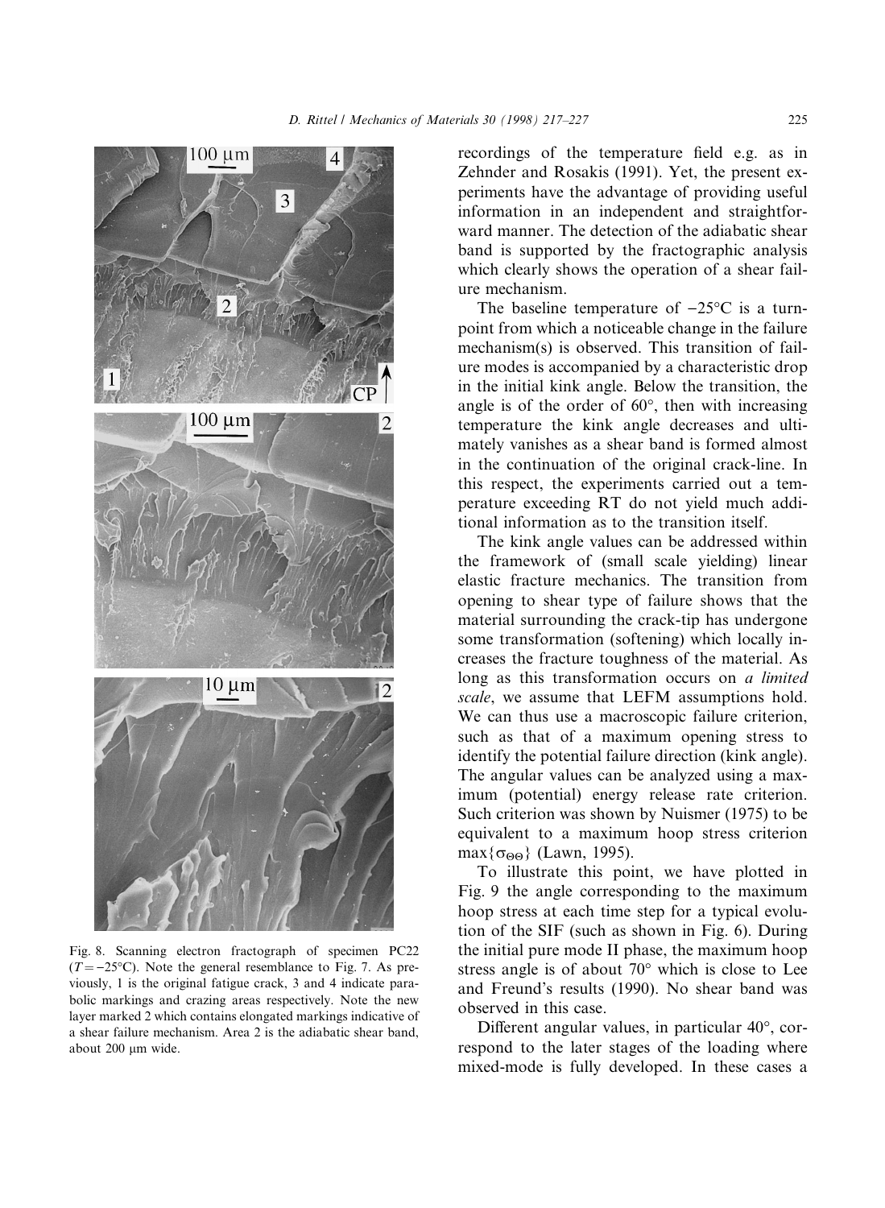Fig. 8. Scanning electron fractograph of specimen PC22 ($T = -25°C$). Note the general resemblance to Fig. 7. As previously, 1 is the original fatigue crack, 3 and 4 indicate parabolic markings and crazing areas respectively. Note the new layer marked 2 which contains elongated markings indicative of a shear failure mechanism. Area 2 is the adiabatic shear band, about 200 μm wide.

recordings of the temperature field e.g. as in Zehnder and Rosakis (1991). Yet, the present experiments have the advantage of providing useful information in an independent and straightforward manner. The detection of the adiabatic shear band is supported by the fractographic analysis which clearly shows the operation of a shear failure mechanism.

The baseline temperature of −25°C is a turnpoint from which a noticeable change in the failure mechanism(s) is observed. This transition of failure modes is accompanied by a characteristic drop in the initial kink angle. Below the transition, the angle is of the order of 60°, then with increasing temperature the kink angle decreases and ultimately vanishes as a shear band is formed almost in the continuation of the original crack-line. In this respect, the experiments carried out a temperature exceeding RT do not yield much additional information as to the transition itself.

The kink angle values can be addressed within the framework of (small scale yielding) linear elastic fracture mechanics. The transition from opening to shear type of failure shows that the material surrounding the crack-tip has undergone some transformation (softening) which locally increases the fracture toughness of the material. As long as this transformation occurs on *a limited scale*, we assume that LEFM assumptions hold. We can thus use a macroscopic failure criterion, such as that of a maximum opening stress to identify the potential failure direction (kink angle). The angular values can be analyzed using a maximum (potential) energy release rate criterion. Such criterion was shown by Nuismer (1975) to be equivalent to a maximum hoop stress criterion $\max\{\sigma_{\Theta\Theta}\}$ (Lawn, 1995).

To illustrate this point, we have plotted in Fig. 9 the angle corresponding to the maximum hoop stress at each time step for a typical evolution of the SIF (such as shown in Fig. 6). During the initial pure mode II phase, the maximum hoop stress angle is of about 70° which is close to Lee and Freund's results (1990). No shear band was observed in this case.

Different angular values, in particular 40°, correspond to the later stages of the loading where mixed-mode is fully developed. In these cases a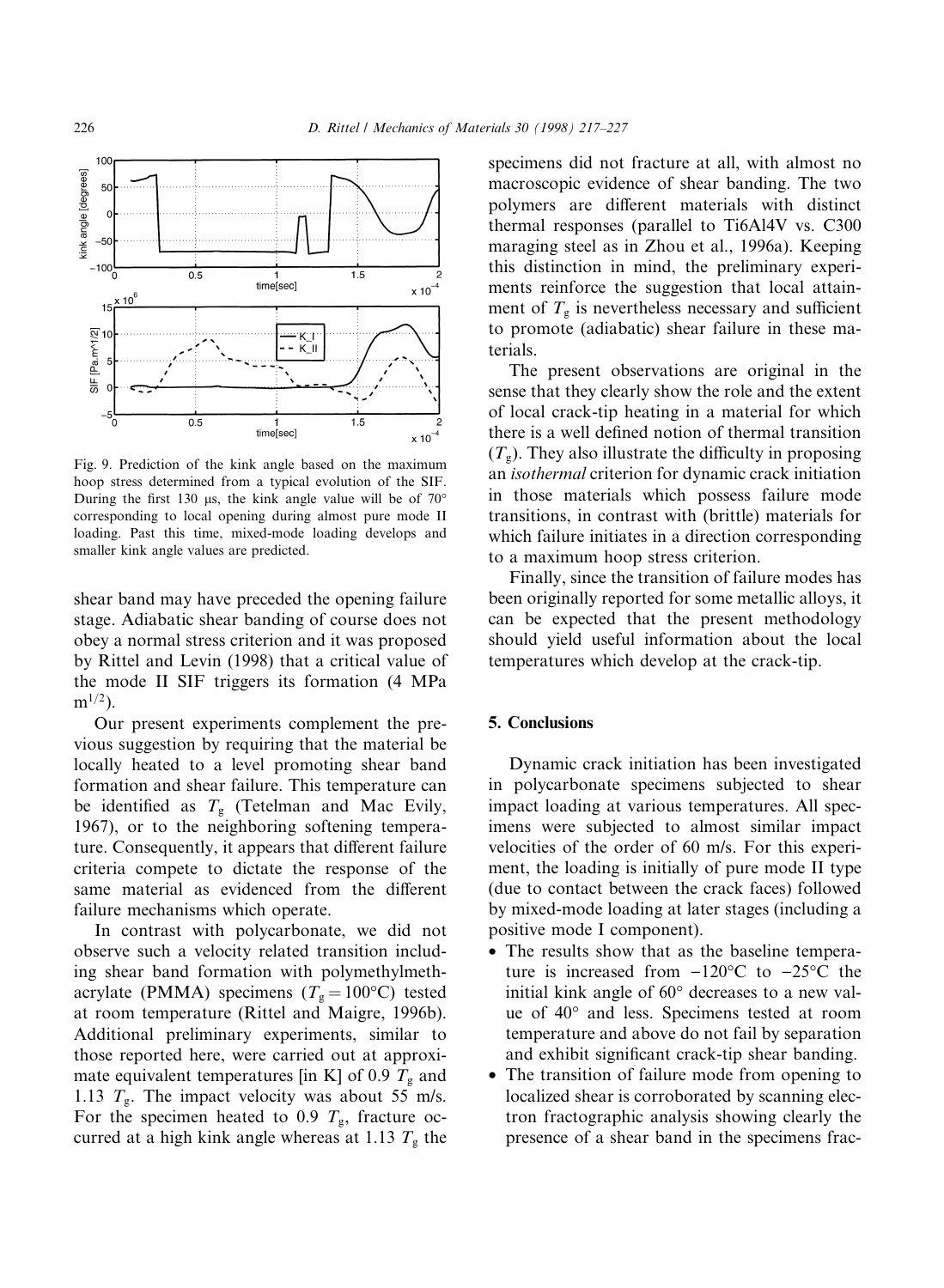Fig. 9. Prediction of the kink angle based on the maximum hoop stress determined from a typical evolution of the SIF. During the first 130 μs, the kink angle value will be of 70° corresponding to local opening during almost pure mode II loading. Past this time, mixed-mode loading develops and smaller kink angle values are predicted.

shear band may have preceded the opening failure stage. Adiabatic shear banding of course does not obey a normal stress criterion and it was proposed by Rittel and Levin (1998) that a critical value of the mode II SIF triggers its formation (4 MPa $m^{1/2}$).

Our present experiments complement the previous suggestion by requiring that the material be locally heated to a level promoting shear band formation and shear failure. This temperature can be identified as $T_g$ (Tetelman and Mac Evily, 1967), or to the neighboring softening temperature. Consequently, it appears that different failure criteria compete to dictate the response of the same material as evidenced from the different failure mechanisms which operate.

In contrast with polycarbonate, we did not observe such a velocity related transition including shear band formation with polymethylmethacrylate (PMMA) specimens ($T_g = 100°C$) tested at room temperature (Rittel and Maigre, 1996b). Additional preliminary experiments, similar to those reported here, were carried out at approximate equivalent temperatures [in K] of 0.9 $T_g$ and 1.13 $T_g$. The impact velocity was about 55 m/s. For the specimen heated to 0.9 $T_g$, fracture occurred at a high kink angle whereas at 1.13 $T_g$ the specimens did not fracture at all, with almost no macroscopic evidence of shear banding. The two polymers are different materials with distinct thermal responses (parallel to Ti6Al4V vs. C300 maraging steel as in Zhou et al., 1996a). Keeping this distinction in mind, the preliminary experiments reinforce the suggestion that local attainment of $T_g$ is nevertheless necessary and sufficient to promote (adiabatic) shear failure in these materials.

The present observations are original in the sense that they clearly show the role and the extent of local crack-tip heating in a material for which there is a well defined notion of thermal transition ($T_g$). They also illustrate the difficulty in proposing an *isothermal* criterion for dynamic crack initiation in those materials which possess failure mode transitions, in contrast with (brittle) materials for which failure initiates in a direction corresponding to a maximum hoop stress criterion.

Finally, since the transition of failure modes has been originally reported for some metallic alloys, it can be expected that the present methodology should yield useful information about the local temperatures which develop at the crack-tip.

## 5. Conclusions

Dynamic crack initiation has been investigated in polycarbonate specimens subjected to shear impact loading at various temperatures. All specimens were subjected to almost similar impact velocities of the order of 60 m/s. For this experiment, the loading is initially of pure mode II type (due to contact between the crack faces) followed by mixed-mode loading at later stages (including a positive mode I component).

- The results show that as the baseline temperature is increased from −120°C to −25°C the initial kink angle of 60° decreases to a new value of 40° and less. Specimens tested at room temperature and above do not fail by separation and exhibit significant crack-tip shear banding.
- The transition of failure mode from opening to localized shear is corroborated by scanning electron fractographic analysis showing clearly the presence of a shear band in the specimens frac-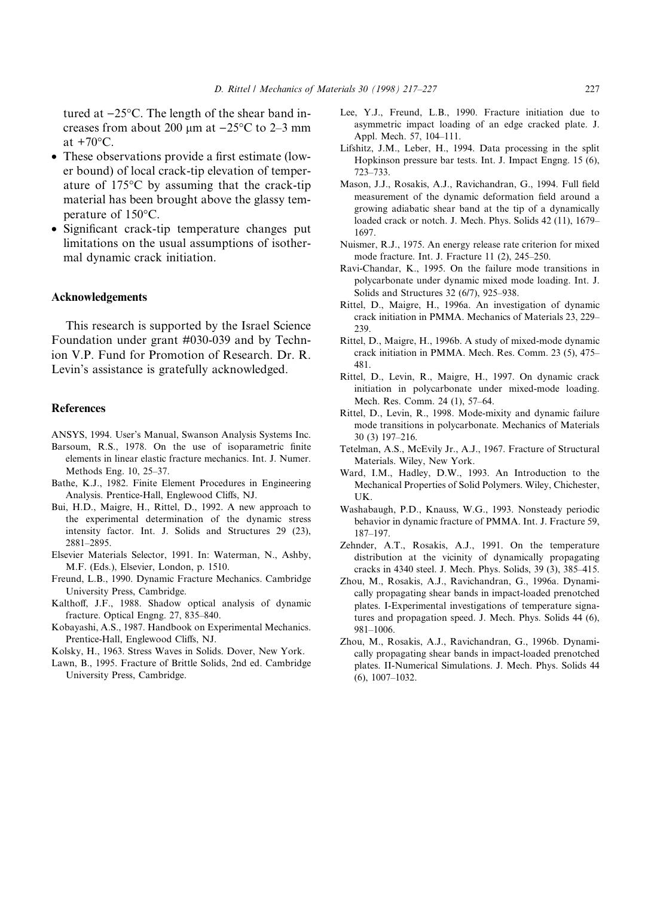tured at −25°C. The length of the shear band increases from about 200 μm at −25°C to 2–3 mm at +70°C.

- These observations provide a first estimate (lower bound) of local crack-tip elevation of temperature of 175°C by assuming that the crack-tip material has been brought above the glassy temperature of 150°C.
- Significant crack-tip temperature changes put limitations on the usual assumptions of isothermal dynamic crack initiation.

## Acknowledgements

This research is supported by the Israel Science Foundation under grant #030-039 and by Technion V.P. Fund for Promotion of Research. Dr. R. Levin's assistance is gratefully acknowledged.

## References

ANSYS, 1994. User's Manual, Swanson Analysis Systems Inc.

Barsoum, R.S., 1978. On the use of isoparametric finite elements in linear elastic fracture mechanics. Int. J. Numer. Methods Eng. 10, 25–37.

Bathe, K.J., 1982. Finite Element Procedures in Engineering Analysis. Prentice-Hall, Englewood Cliffs, NJ.

Bui, H.D., Maigre, H., Rittel, D., 1992. A new approach to the experimental determination of the dynamic stress intensity factor. Int. J. Solids and Structures 29 (23), 2881–2895.

Elsevier Materials Selector, 1991. In: Waterman, N., Ashby, M.F. (Eds.), Elsevier, London, p. 1510.

Freund, L.B., 1990. Dynamic Fracture Mechanics. Cambridge University Press, Cambridge.

Kalthoff, J.F., 1988. Shadow optical analysis of dynamic fracture. Optical Engng. 27, 835–840.

Kobayashi, A.S., 1987. Handbook on Experimental Mechanics. Prentice-Hall, Englewood Cliffs, NJ.

Kolsky, H., 1963. Stress Waves in Solids. Dover, New York.

Lawn, B., 1995. Fracture of Brittle Solids, 2nd ed. Cambridge University Press, Cambridge.

Lee, Y.J., Freund, L.B., 1990. Fracture initiation due to asymmetric impact loading of an edge cracked plate. J. Appl. Mech. 57, 104–111.

Lifshitz, J.M., Leber, H., 1994. Data processing in the split Hopkinson pressure bar tests. Int. J. Impact Engng. 15 (6), 723–733.

Mason, J.J., Rosakis, A.J., Ravichandran, G., 1994. Full field measurement of the dynamic deformation field around a growing adiabatic shear band at the tip of a dynamically loaded crack or notch. J. Mech. Phys. Solids 42 (11), 1679–1697.

Nuismer, R.J., 1975. An energy release rate criterion for mixed mode fracture. Int. J. Fracture 11 (2), 245–250.

Ravi-Chandar, K., 1995. On the failure mode transitions in polycarbonate under dynamic mixed mode loading. Int. J. Solids and Structures 32 (6/7), 925–938.

Rittel, D., Maigre, H., 1996a. An investigation of dynamic crack initiation in PMMA. Mechanics of Materials 23, 229–239.

Rittel, D., Maigre, H., 1996b. A study of mixed-mode dynamic crack initiation in PMMA. Mech. Res. Comm. 23 (5), 475–481.

Rittel, D., Levin, R., Maigre, H., 1997. On dynamic crack initiation in polycarbonate under mixed-mode loading. Mech. Res. Comm. 24 (1), 57–64.

Rittel, D., Levin, R., 1998. Mode-mixity and dynamic failure mode transitions in polycarbonate. Mechanics of Materials 30 (3) 197–216.

Tetelman, A.S., McEvily Jr., A.J., 1967. Fracture of Structural Materials. Wiley, New York.

Ward, I.M., Hadley, D.W., 1993. An Introduction to the Mechanical Properties of Solid Polymers. Wiley, Chichester, UK.

Washabaugh, P.D., Knauss, W.G., 1993. Nonsteady periodic behavior in dynamic fracture of PMMA. Int. J. Fracture 59, 187–197.

Zehnder, A.T., Rosakis, A.J., 1991. On the temperature distribution at the vicinity of dynamically propagating cracks in 4340 steel. J. Mech. Phys. Solids, 39 (3), 385–415.

Zhou, M., Rosakis, A.J., Ravichandran, G., 1996a. Dynamically propagating shear bands in impact-loaded prenotched plates. I-Experimental investigations of temperature signatures and propagation speed. J. Mech. Phys. Solids 44 (6), 981–1006.

Zhou, M., Rosakis, A.J., Ravichandran, G., 1996b. Dynamically propagating shear bands in impact-loaded prenotched plates. II-Numerical Simulations. J. Mech. Phys. Solids 44 (6), 1007–1032.